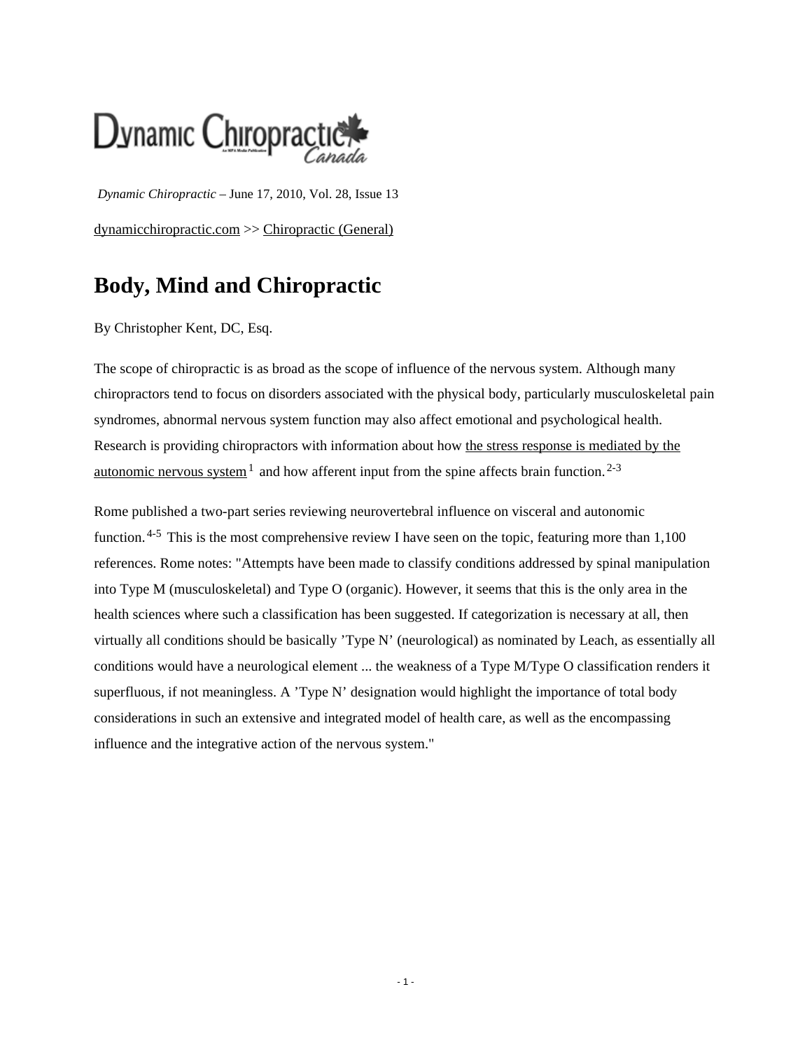*Dynamic Chiropractic* – June 17, 2010, Vol. 28, Issue 13

dynamicchiropractic.com >> Chiropractic (General)

# Body, Mind and Chiropractic

By Christopher Kent, DC, Esq.

The scope of chiropractic is as broad as the scope of influence of the nervous system. Although many chiropractors tend to focus on disorders associated with the physical body, particularly musculoskeletal pain syndromes, abnormal nervous system function may also affect emotional and psychological health. Research is providing chiropractors with information about how the stress response is mediated by the autonomic nervous system[1] and how afferent input from the spine affects brain function.[2-3]

Rome published a two-part series reviewing neurovertebral influence on visceral and autonomic function.[4-5] This is the most comprehensive review I have seen on the topic, featuring more than 1,100 references. Rome notes: "Attempts have been made to classify conditions addressed by spinal manipulation into Type M (musculoskeletal) and Type O (organic). However, it seems that this is the only area in the health sciences where such a classification has been suggested. If categorization is necessary at all, then virtually all conditions should be basically 'Type N' (neurological) as nominated by Leach, as essentially all conditions would have a neurological element ... the weakness of a Type M/Type O classification renders it superfluous, if not meaningless. A 'Type N' designation would highlight the importance of total body considerations in such an extensive and integrated model of health care, as well as the encompassing influence and the integrative action of the nervous system."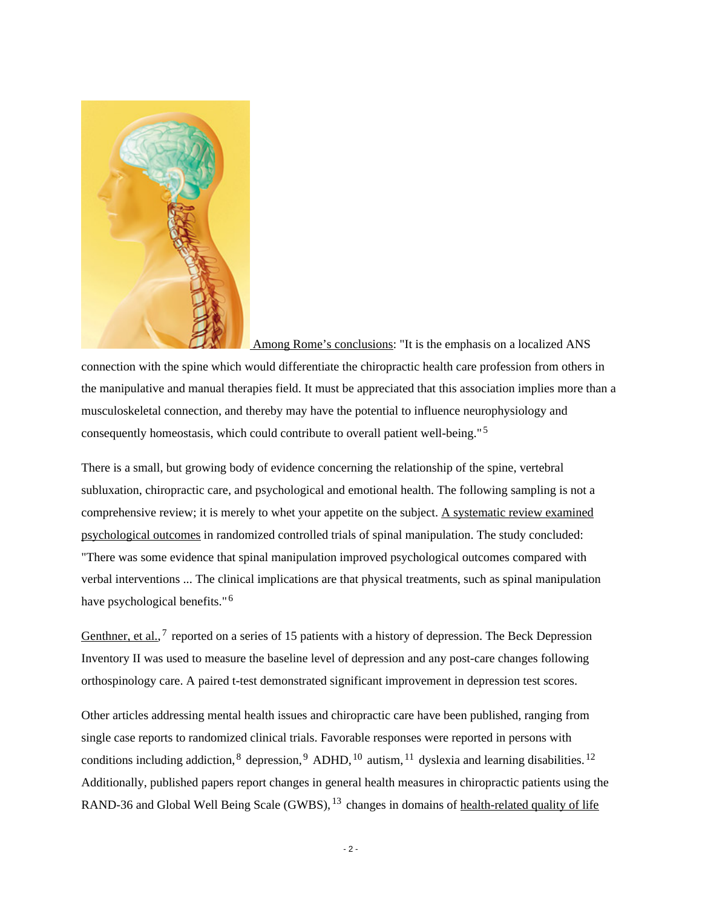Among Rome's conclusions: "It is the emphasis on a localized ANS connection with the spine which would differentiate the chiropractic health care profession from others in the manipulative and manual therapies field. It must be appreciated that this association implies more than a musculoskeletal connection, and thereby may have the potential to influence neurophysiology and consequently homeostasis, which could contribute to overall patient well-being."[5]

There is a small, but growing body of evidence concerning the relationship of the spine, vertebral subluxation, chiropractic care, and psychological and emotional health. The following sampling is not a comprehensive review; it is merely to whet your appetite on the subject. A systematic review examined psychological outcomes in randomized controlled trials of spinal manipulation. The study concluded: "There was some evidence that spinal manipulation improved psychological outcomes compared with verbal interventions ... The clinical implications are that physical treatments, such as spinal manipulation have psychological benefits."[6]

Genthner, et al.,[7] reported on a series of 15 patients with a history of depression. The Beck Depression Inventory II was used to measure the baseline level of depression and any post-care changes following orthospinology care. A paired t-test demonstrated significant improvement in depression test scores.

Other articles addressing mental health issues and chiropractic care have been published, ranging from single case reports to randomized clinical trials. Favorable responses were reported in persons with conditions including addiction,[8] depression,[9] ADHD,[10] autism,[11] dyslexia and learning disabilities.[12] Additionally, published papers report changes in general health measures in chiropractic patients using the RAND-36 and Global Well Being Scale (GWBS),[13] changes in domains of health-related quality of life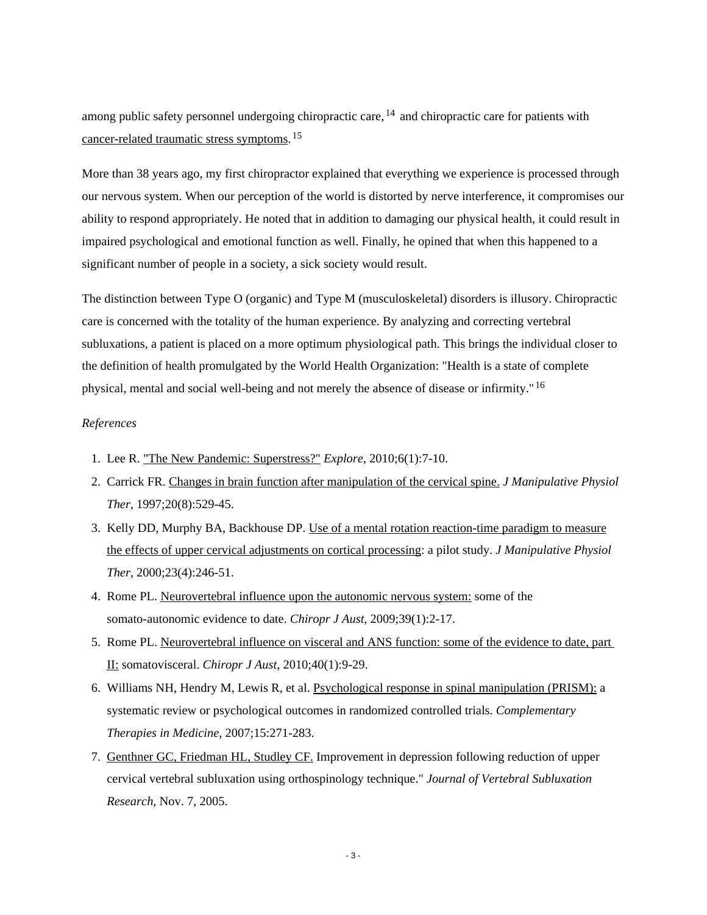among public safety personnel undergoing chiropractic care,[14] and chiropractic care for patients with cancer-related traumatic stress symptoms.[15]

More than 38 years ago, my first chiropractor explained that everything we experience is processed through our nervous system. When our perception of the world is distorted by nerve interference, it compromises our ability to respond appropriately. He noted that in addition to damaging our physical health, it could result in impaired psychological and emotional function as well. Finally, he opined that when this happened to a significant number of people in a society, a sick society would result.

The distinction between Type O (organic) and Type M (musculoskeletal) disorders is illusory. Chiropractic care is concerned with the totality of the human experience. By analyzing and correcting vertebral subluxations, a patient is placed on a more optimum physiological path. This brings the individual closer to the definition of health promulgated by the World Health Organization: "Health is a state of complete physical, mental and social well-being and not merely the absence of disease or infirmity."[16]

*References*

1. Lee R. "The New Pandemic: Superstress?" *Explore*, 2010;6(1):7-10.
2. Carrick FR. Changes in brain function after manipulation of the cervical spine. *J Manipulative Physiol Ther*, 1997;20(8):529-45.
3. Kelly DD, Murphy BA, Backhouse DP. Use of a mental rotation reaction-time paradigm to measure the effects of upper cervical adjustments on cortical processing: a pilot study. *J Manipulative Physiol Ther*, 2000;23(4):246-51.
4. Rome PL. Neurovertebral influence upon the autonomic nervous system: some of the somato-autonomic evidence to date. *Chiropr J Aust*, 2009;39(1):2-17.
5. Rome PL. Neurovertebral influence on visceral and ANS function: some of the evidence to date, part II: somatovisceral. *Chiropr J Aust*, 2010;40(1):9-29.
6. Williams NH, Hendry M, Lewis R, et al. Psychological response in spinal manipulation (PRISM): a systematic review or psychological outcomes in randomized controlled trials. *Complementary Therapies in Medicine*, 2007;15:271-283.
7. Genthner GC, Friedman HL, Studley CF. Improvement in depression following reduction of upper cervical vertebral subluxation using orthospinology technique." *Journal of Vertebral Subluxation Research*, Nov. 7, 2005.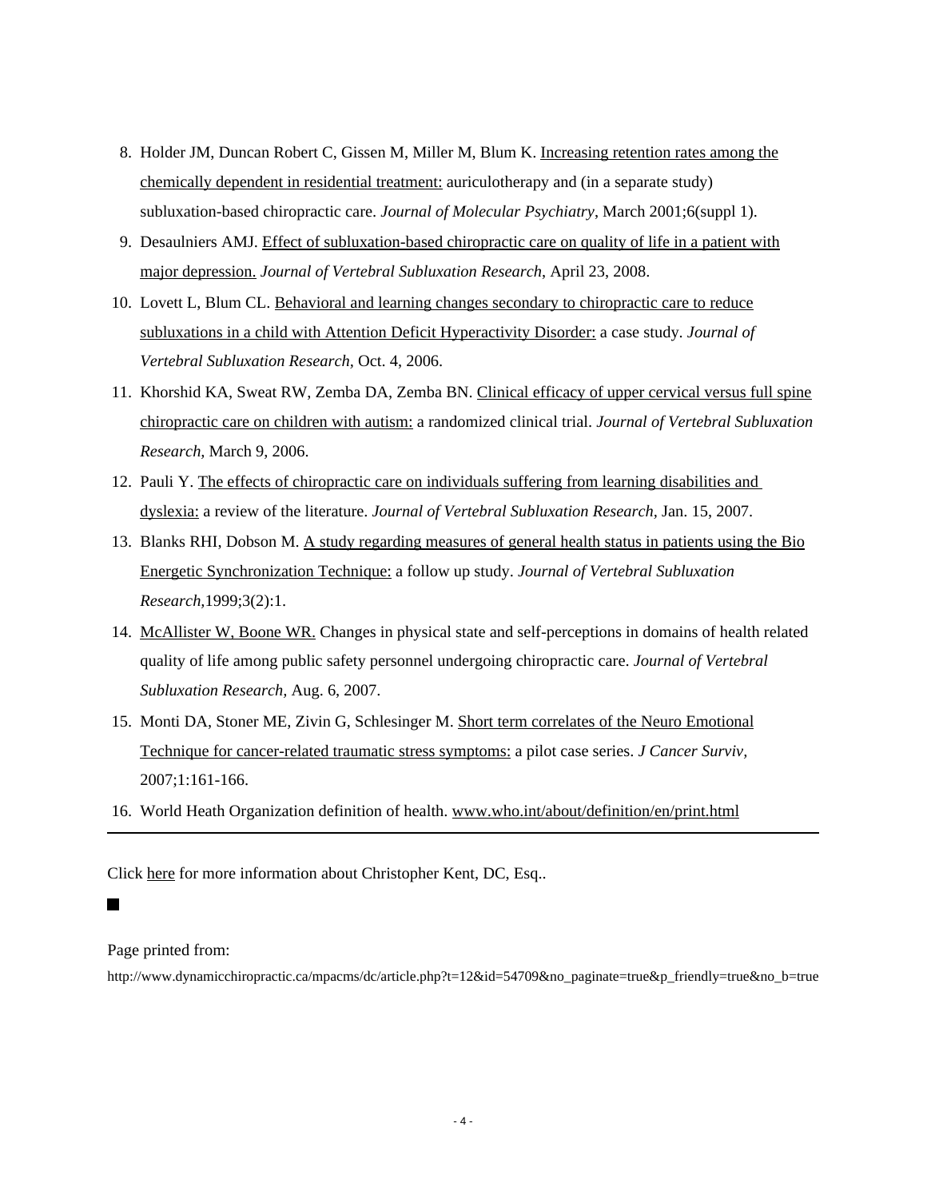8. Holder JM, Duncan Robert C, Gissen M, Miller M, Blum K. Increasing retention rates among the chemically dependent in residential treatment: auriculotherapy and (in a separate study) subluxation-based chiropractic care. *Journal of Molecular Psychiatry*, March 2001;6(suppl 1).
9. Desaulniers AMJ. Effect of subluxation-based chiropractic care on quality of life in a patient with major depression. *Journal of Vertebral Subluxation Research*, April 23, 2008.
10. Lovett L, Blum CL. Behavioral and learning changes secondary to chiropractic care to reduce subluxations in a child with Attention Deficit Hyperactivity Disorder: a case study. *Journal of Vertebral Subluxation Research*, Oct. 4, 2006.
11. Khorshid KA, Sweat RW, Zemba DA, Zemba BN. Clinical efficacy of upper cervical versus full spine chiropractic care on children with autism: a randomized clinical trial. *Journal of Vertebral Subluxation Research,* March 9, 2006.
12. Pauli Y. The effects of chiropractic care on individuals suffering from learning disabilities and dyslexia: a review of the literature. *Journal of Vertebral Subluxation Research,* Jan. 15, 2007.
13. Blanks RHI, Dobson M. A study regarding measures of general health status in patients using the Bio Energetic Synchronization Technique: a follow up study. *Journal of Vertebral Subluxation Research,*1999;3(2):1.
14. McAllister W, Boone WR. Changes in physical state and self-perceptions in domains of health related quality of life among public safety personnel undergoing chiropractic care. *Journal of Vertebral Subluxation Research,* Aug. 6, 2007.
15. Monti DA, Stoner ME, Zivin G, Schlesinger M. Short term correlates of the Neuro Emotional Technique for cancer-related traumatic stress symptoms: a pilot case series. *J Cancer Surviv,* 2007;1:161-166.
16. World Heath Organization definition of health. www.who.int/about/definition/en/print.html

---

Click here for more information about Christopher Kent, DC, Esq..

■

Page printed from:

http://www.dynamicchiropractic.ca/mpacms/dc/article.php?t=12&id=54709&no_paginate=true&p_friendly=true&no_b=true